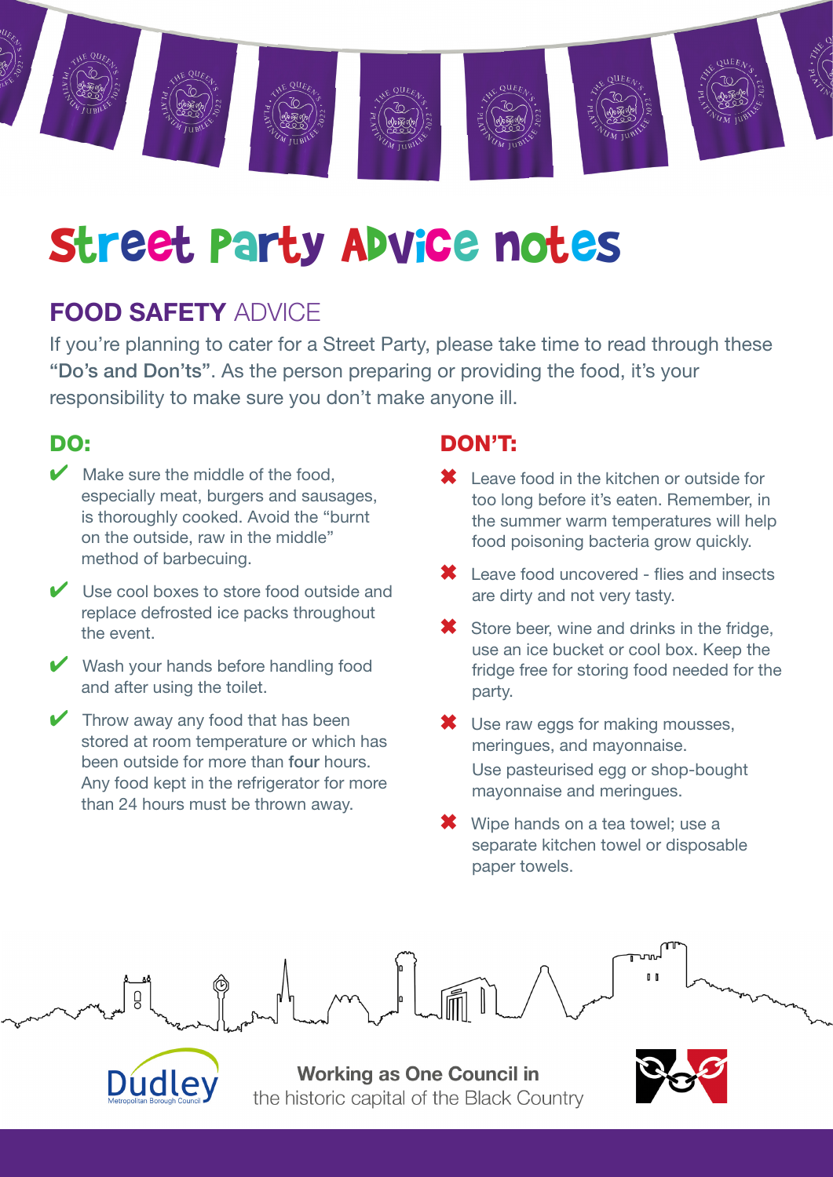# Street Party Advice notes

## FOOD SAFETY ADVICE

If you're planning to cater for a Street Party, please take time to read through these "Do's and Don'ts". As the person preparing or providing the food, it's your responsibility to make sure you don't make anyone ill.

### DO:

- ✔ Make sure the middle of the food, especially meat, burgers and sausages, is thoroughly cooked. Avoid the "burnt on the outside, raw in the middle" method of barbecuing.
- ✔ Use cool boxes to store food outside and replace defrosted ice packs throughout the event.
- ✔ Wash your hands before handling food and after using the toilet.
- ✔ Throw away any food that has been stored at room temperature or which has been outside for more than four hours. Any food kept in the refrigerator for more than 24 hours must be thrown away.

### DON'T:

- ✖ Leave food in the kitchen or outside for too long before it's eaten. Remember, in the summer warm temperatures will help food poisoning bacteria grow quickly.
- ✖ Leave food uncovered - flies and insects are dirty and not very tasty.
- ✖ Store beer, wine and drinks in the fridge, use an ice bucket or cool box. Keep the fridge free for storing food needed for the party.
- ✖ Use raw eggs for making mousses, meringues, and mayonnaise.
  Use pasteurised egg or shop-bought mayonnaise and meringues.
- ✖ Wipe hands on a tea towel; use a separate kitchen towel or disposable paper towels.

Dudley Metropolitan Borough Council

**Working as One Council in** the historic capital of the Black Country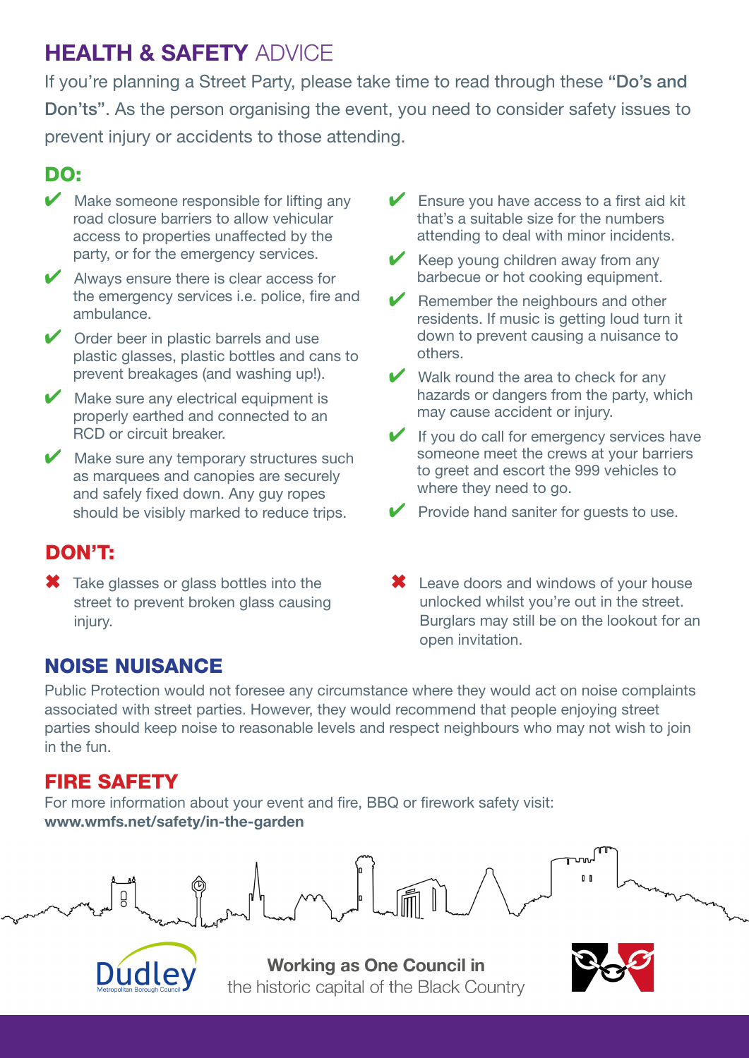# HEALTH & SAFETY ADVICE

If you're planning a Street Party, please take time to read through these **"Do's and Don'ts"**. As the person organising the event, you need to consider safety issues to prevent injury or accidents to those attending.

## DO:

- ✔ Make someone responsible for lifting any road closure barriers to allow vehicular access to properties unaffected by the party, or for the emergency services.
- ✔ Always ensure there is clear access for the emergency services i.e. police, fire and ambulance.
- ✔ Order beer in plastic barrels and use plastic glasses, plastic bottles and cans to prevent breakages (and washing up!).
- ✔ Make sure any electrical equipment is properly earthed and connected to an RCD or circuit breaker.
- ✔ Make sure any temporary structures such as marquees and canopies are securely and safely fixed down. Any guy ropes should be visibly marked to reduce trips.
- ✔ Ensure you have access to a first aid kit that's a suitable size for the numbers attending to deal with minor incidents.
- ✔ Keep young children away from any barbecue or hot cooking equipment.
- ✔ Remember the neighbours and other residents. If music is getting loud turn it down to prevent causing a nuisance to others.
- ✔ Walk round the area to check for any hazards or dangers from the party, which may cause accident or injury.
- ✔ If you do call for emergency services have someone meet the crews at your barriers to greet and escort the 999 vehicles to where they need to go.
- ✔ Provide hand saniter for guests to use.

## DON'T:

- ✖ Take glasses or glass bottles into the street to prevent broken glass causing injury.
- ✖ Leave doors and windows of your house unlocked whilst you're out in the street. Burglars may still be on the lookout for an open invitation.

## NOISE NUISANCE

Public Protection would not foresee any circumstance where they would act on noise complaints associated with street parties. However, they would recommend that people enjoying street parties should keep noise to reasonable levels and respect neighbours who may not wish to join in the fun.

## FIRE SAFETY

For more information about your event and fire, BBQ or firework safety visit:
**www.wmfs.net/safety/in-the-garden**

Dudley Metropolitan Borough Council

**Working as One Council in**
the historic capital of the Black Country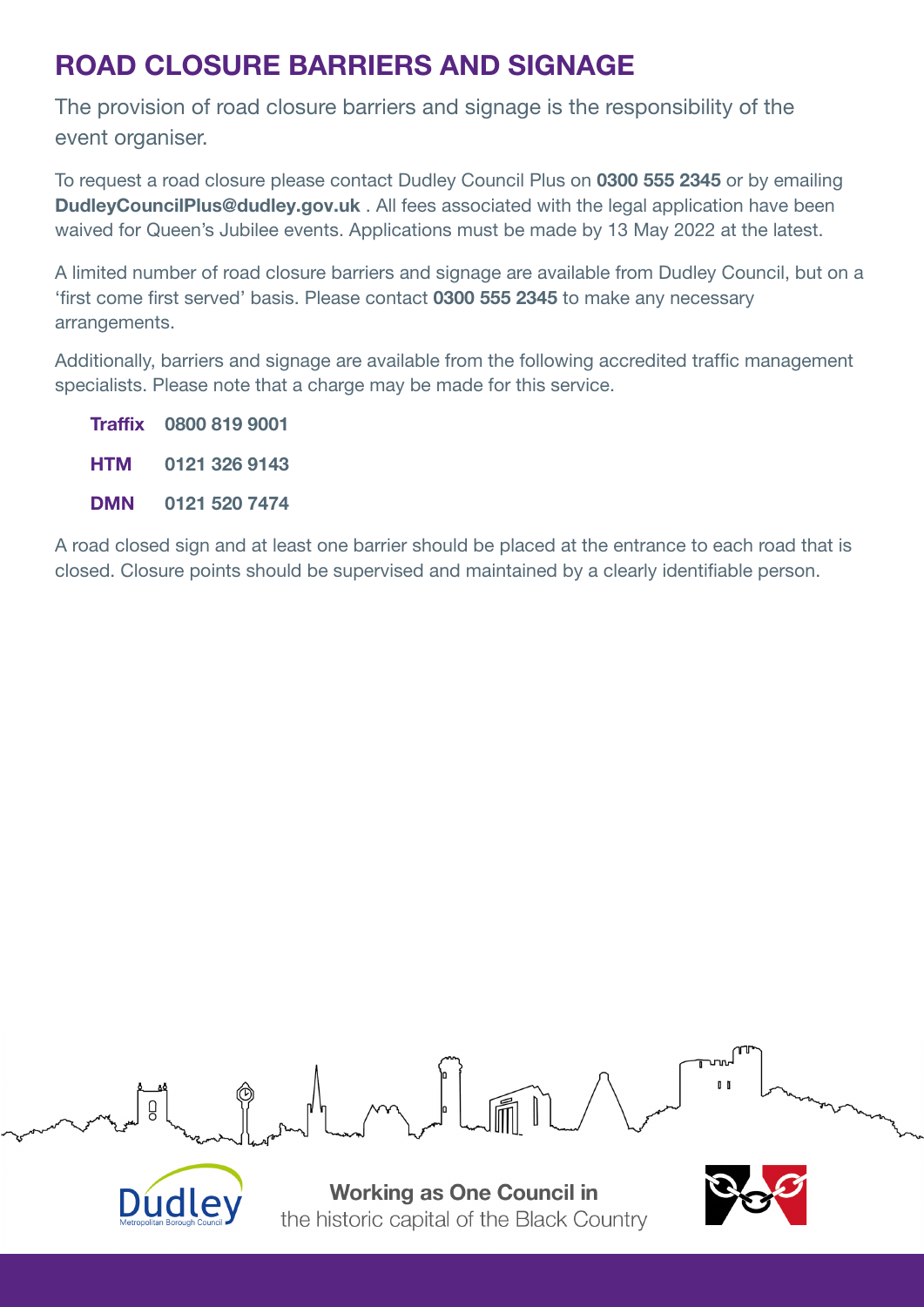## ROAD CLOSURE BARRIERS AND SIGNAGE

The provision of road closure barriers and signage is the responsibility of the event organiser.

To request a road closure please contact Dudley Council Plus on **0300 555 2345** or by emailing **DudleyCouncilPlus@dudley.gov.uk** . All fees associated with the legal application have been waived for Queen's Jubilee events. Applications must be made by 13 May 2022 at the latest.

A limited number of road closure barriers and signage are available from Dudley Council, but on a 'first come first served' basis. Please contact **0300 555 2345** to make any necessary arrangements.

Additionally, barriers and signage are available from the following accredited traffic management specialists. Please note that a charge may be made for this service.

| | |
|---|---|
| **Traffix** | **0800 819 9001** |
| **HTM** | **0121 326 9143** |
| **DMN** | **0121 520 7474** |

A road closed sign and at least one barrier should be placed at the entrance to each road that is closed. Closure points should be supervised and maintained by a clearly identifiable person.

**Working as One Council in**
the historic capital of the Black Country